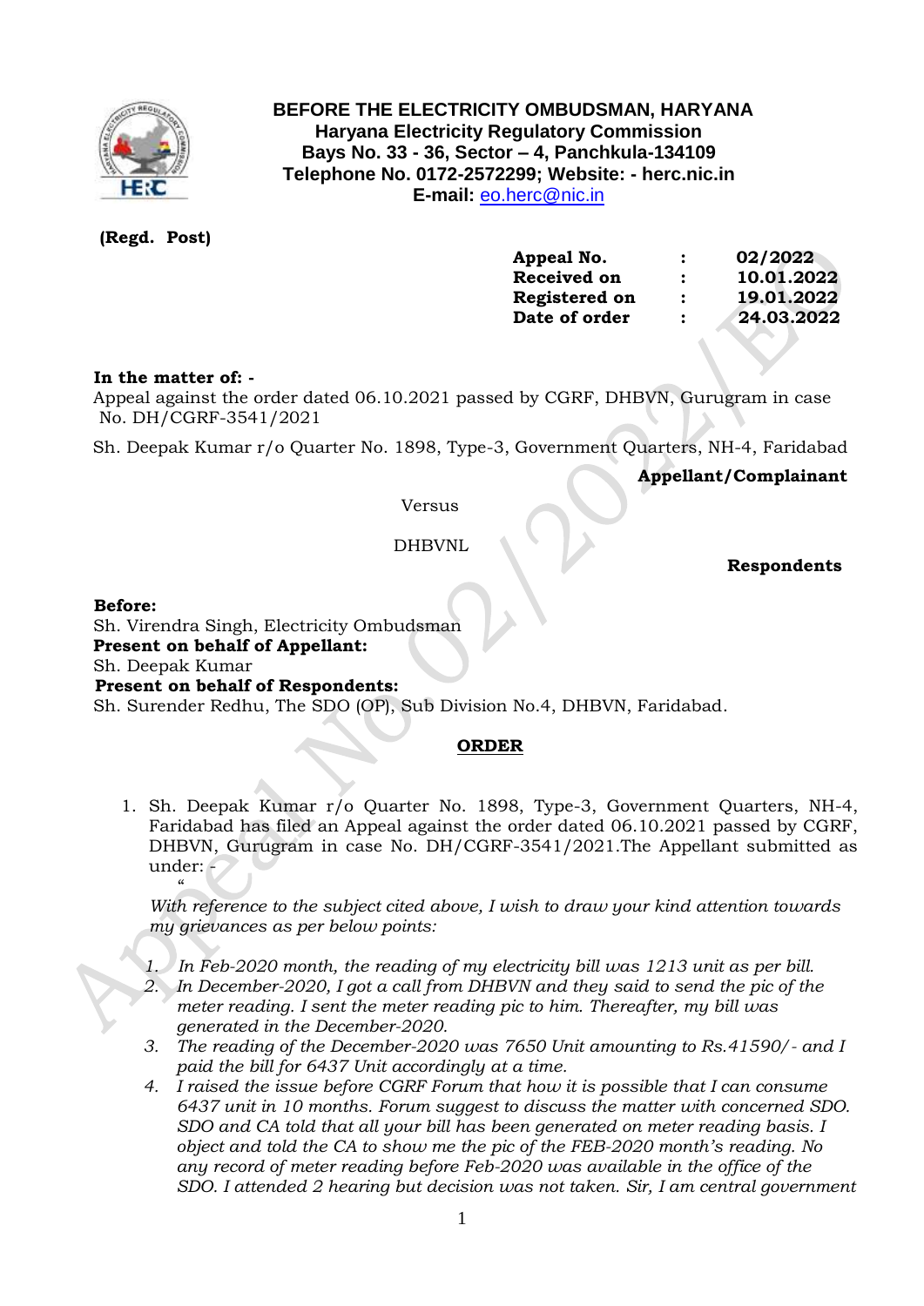**BEFORE THE ELECTRICITY OMBUDSMAN, HARYANA**
**Haryana Electricity Regulatory Commission**
**Bays No. 33 - 36, Sector – 4, Panchkula-134109**
**Telephone No. 0172-2572299; Website: - herc.nic.in**
**E-mail:** eo.herc@nic.in

**(Regd. Post)**

| | | |
|---|---|---|
| **Appeal No.** | **:** | **02/2022** |
| **Received on** | **:** | **10.01.2022** |
| **Registered on** | **:** | **19.01.2022** |
| **Date of order** | **:** | **24.03.2022** |

**In the matter of: -**
Appeal against the order dated 06.10.2021 passed by CGRF, DHBVN, Gurugram in case No. DH/CGRF-3541/2021

Sh. Deepak Kumar r/o Quarter No. 1898, Type-3, Government Quarters, NH-4, Faridabad

**Appellant/Complainant**

Versus

DHBVNL

**Respondents**

**Before:**
Sh. Virendra Singh, Electricity Ombudsman
**Present on behalf of Appellant:**
Sh. Deepak Kumar
**Present on behalf of Respondents:**
Sh. Surender Redhu, The SDO (OP), Sub Division No.4, DHBVN, Faridabad.

## ORDER

1. Sh. Deepak Kumar r/o Quarter No. 1898, Type-3, Government Quarters, NH-4, Faridabad has filed an Appeal against the order dated 06.10.2021 passed by CGRF, DHBVN, Gurugram in case No. DH/CGRF-3541/2021.The Appellant submitted as under: -

   "
   *With reference to the subject cited above, I wish to draw your kind attention towards my grievances as per below points:*

   1. *In Feb-2020 month, the reading of my electricity bill was 1213 unit as per bill.*
   2. *In December-2020, I got a call from DHBVN and they said to send the pic of the meter reading. I sent the meter reading pic to him. Thereafter, my bill was generated in the December-2020.*
   3. *The reading of the December-2020 was 7650 Unit amounting to Rs.41590/- and I paid the bill for 6437 Unit accordingly at a time.*
   4. *I raised the issue before CGRF Forum that how it is possible that I can consume 6437 unit in 10 months. Forum suggest to discuss the matter with concerned SDO. SDO and CA told that all your bill has been generated on meter reading basis. I object and told the CA to show me the pic of the FEB-2020 month's reading. No any record of meter reading before Feb-2020 was available in the office of the SDO. I attended 2 hearing but decision was not taken. Sir, I am central government*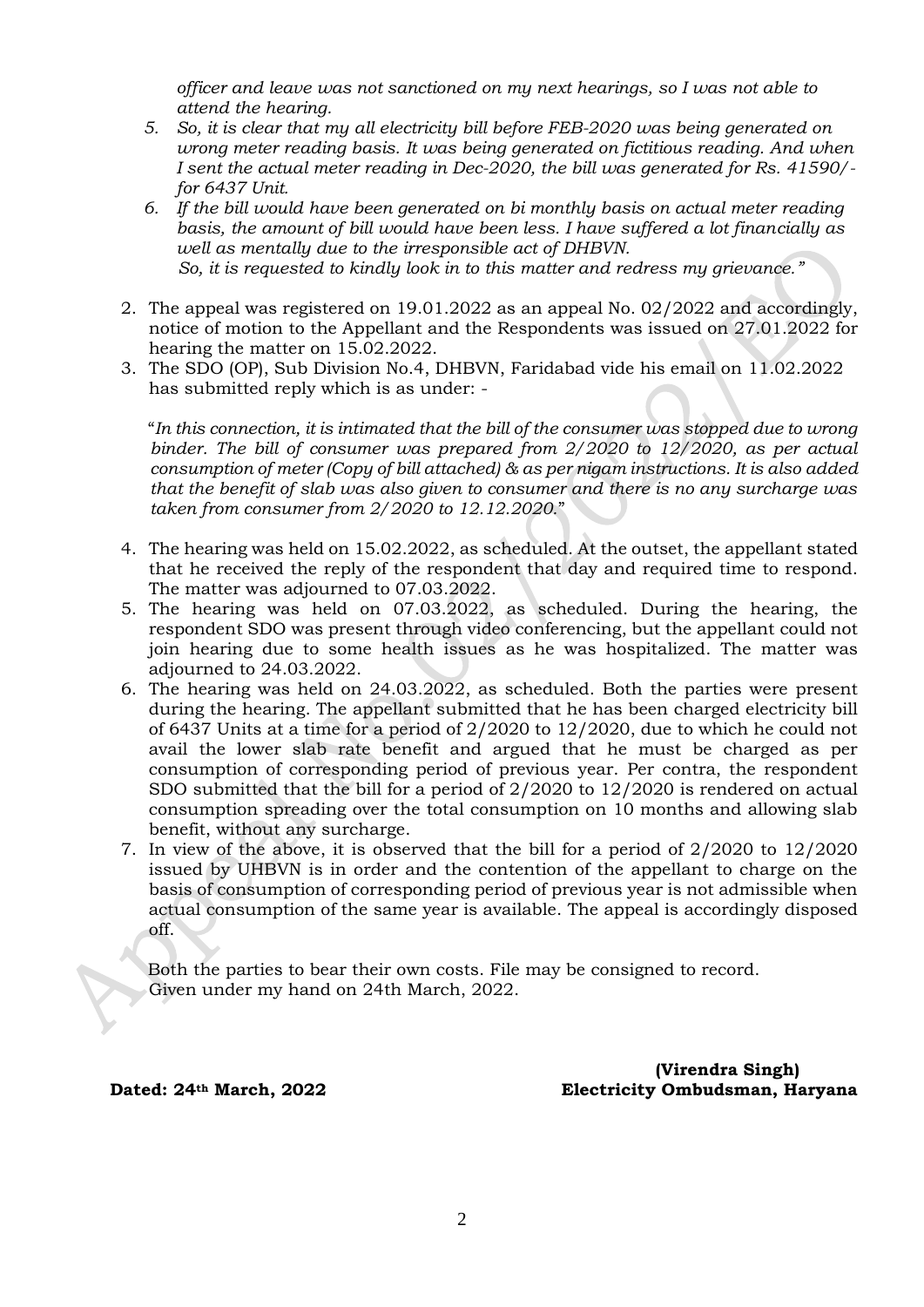*officer and leave was not sanctioned on my next hearings, so I was not able to attend the hearing.*

5. *So, it is clear that my all electricity bill before FEB-2020 was being generated on wrong meter reading basis. It was being generated on fictitious reading. And when I sent the actual meter reading in Dec-2020, the bill was generated for Rs. 41590/- for 6437 Unit.*
6. *If the bill would have been generated on bi monthly basis on actual meter reading basis, the amount of bill would have been less. I have suffered a lot financially as well as mentally due to the irresponsible act of DHBVN.*
   *So, it is requested to kindly look in to this matter and redress my grievance."*

2. The appeal was registered on 19.01.2022 as an appeal No. 02/2022 and accordingly, notice of motion to the Appellant and the Respondents was issued on 27.01.2022 for hearing the matter on 15.02.2022.
3. The SDO (OP), Sub Division No.4, DHBVN, Faridabad vide his email on 11.02.2022 has submitted reply which is as under: -

   "*In this connection, it is intimated that the bill of the consumer was stopped due to wrong binder. The bill of consumer was prepared from 2/2020 to 12/2020, as per actual consumption of meter (Copy of bill attached) & as per nigam instructions. It is also added that the benefit of slab was also given to consumer and there is no any surcharge was taken from consumer from 2/2020 to 12.12.2020.*"

4. The hearing was held on 15.02.2022, as scheduled. At the outset, the appellant stated that he received the reply of the respondent that day and required time to respond. The matter was adjourned to 07.03.2022.
5. The hearing was held on 07.03.2022, as scheduled. During the hearing, the respondent SDO was present through video conferencing, but the appellant could not join hearing due to some health issues as he was hospitalized. The matter was adjourned to 24.03.2022.
6. The hearing was held on 24.03.2022, as scheduled. Both the parties were present during the hearing. The appellant submitted that he has been charged electricity bill of 6437 Units at a time for a period of 2/2020 to 12/2020, due to which he could not avail the lower slab rate benefit and argued that he must be charged as per consumption of corresponding period of previous year. Per contra, the respondent SDO submitted that the bill for a period of 2/2020 to 12/2020 is rendered on actual consumption spreading over the total consumption on 10 months and allowing slab benefit, without any surcharge.
7. In view of the above, it is observed that the bill for a period of 2/2020 to 12/2020 issued by UHBVN is in order and the contention of the appellant to charge on the basis of consumption of corresponding period of previous year is not admissible when actual consumption of the same year is available. The appeal is accordingly disposed off.

Both the parties to bear their own costs. File may be consigned to record.
Given under my hand on 24th March, 2022.

**(Virendra Singh)**
**Electricity Ombudsman, Haryana**

**Dated: 24th March, 2022**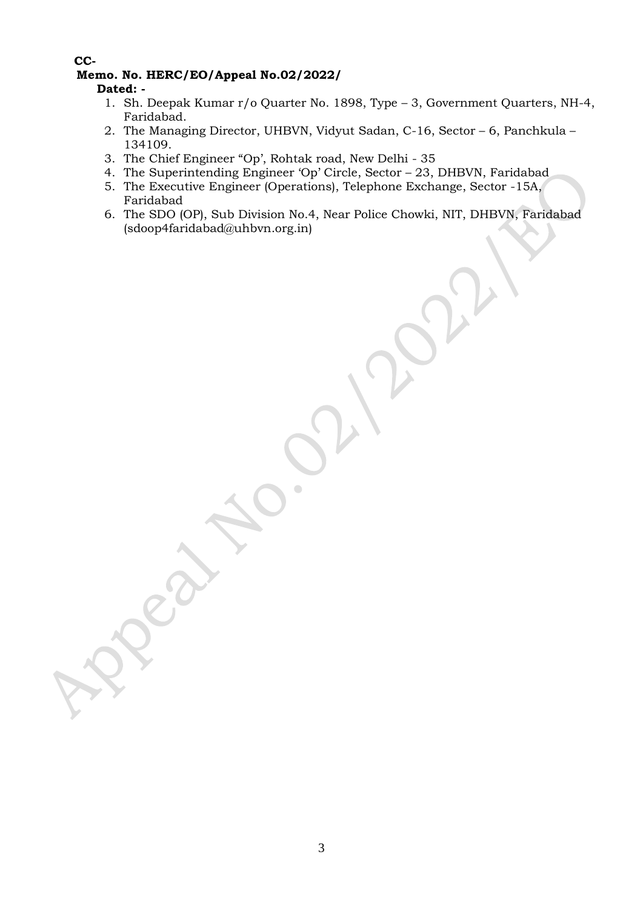**CC-**

**Memo. No. HERC/EO/Appeal No.02/2022/**

**Dated: -**

1. Sh. Deepak Kumar r/o Quarter No. 1898, Type – 3, Government Quarters, NH-4, Faridabad.
2. The Managing Director, UHBVN, Vidyut Sadan, C-16, Sector – 6, Panchkula – 134109.
3. The Chief Engineer "Op', Rohtak road, New Delhi - 35
4. The Superintending Engineer 'Op' Circle, Sector – 23, DHBVN, Faridabad
5. The Executive Engineer (Operations), Telephone Exchange, Sector -15A, Faridabad
6. The SDO (OP), Sub Division No.4, Near Police Chowki, NIT, DHBVN, Faridabad (sdoop4faridabad@uhbvn.org.in)